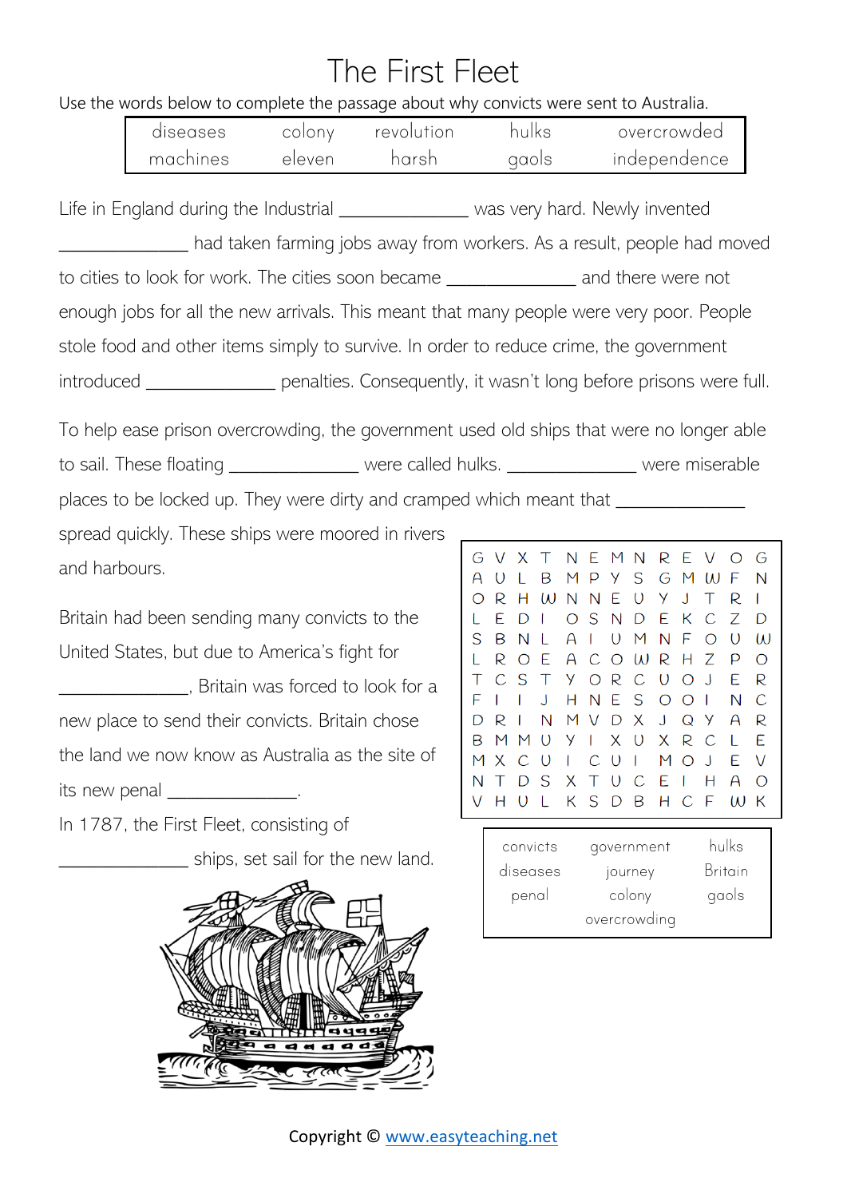# The First Fleet

Use the words below to complete the passage about why convicts were sent to Australia.

| diseases | colony | revolution | hulks | overcrowded |
|---|---|---|---|---|
| machines | eleven | harsh | gaols | independence |

Life in England during the Industrial _____________ was very hard. Newly invented _____________ had taken farming jobs away from workers. As a result, people had moved to cities to look for work. The cities soon became _____________ and there were not enough jobs for all the new arrivals. This meant that many people were very poor. People stole food and other items simply to survive. In order to reduce crime, the government introduced _____________ penalties. Consequently, it wasn't long before prisons were full.

To help ease prison overcrowding, the government used old ships that were no longer able to sail. These floating _____________ were called hulks. _____________ were miserable places to be locked up. They were dirty and cramped which meant that _____________ spread quickly. These ships were moored in rivers and harbours.

Britain had been sending many convicts to the United States, but due to America's fight for _____________, Britain was forced to look for a new place to send their convicts. Britain chose the land we now know as Australia as the site of its new penal _____________.

In 1787, the First Fleet, consisting of _____________ ships, set sail for the new land.

```
G V X T N E M N R E V O G
A U L B M P Y S G M W F N
O R H W N N E U Y J T R I
L E D I O S N D E K C Z D
S B N L A I U M N F O U W
L R O E A C O W R H Z P O
T C S T Y O R C U O J E R
F I I J H N E S O O I N C
D R I N M V D X J Q Y A R
B M M U Y I X U X R C L E
M X C U I C U I M O J E V
N T D S X T U C E I H A O
V H U L K S D B H C F W K
```

| convicts | government | hulks |
|---|---|---|
| diseases | journey | Britain |
| penal | colony | gaols |
| | overcrowding | |

Copyright © www.easyteaching.net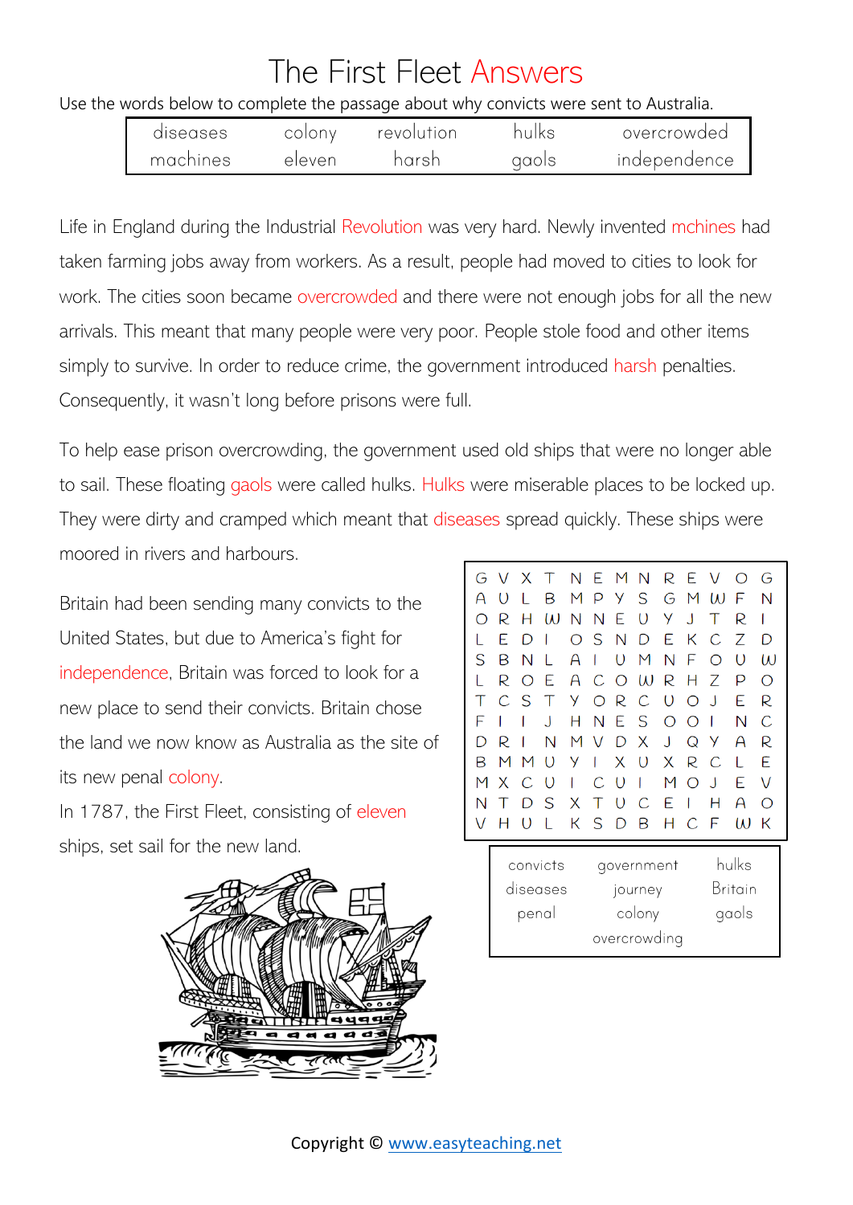# The First Fleet Answers

Use the words below to complete the passage about why convicts were sent to Australia.

| | | | | |
|---|---|---|---|---|
| diseases | colony | revolution | hulks | overcrowded |
| machines | eleven | harsh | gaols | independence |

Life in England during the Industrial Revolution was very hard. Newly invented mchines had taken farming jobs away from workers. As a result, people had moved to cities to look for work. The cities soon became overcrowded and there were not enough jobs for all the new arrivals. This meant that many people were very poor. People stole food and other items simply to survive. In order to reduce crime, the government introduced harsh penalties. Consequently, it wasn't long before prisons were full.

To help ease prison overcrowding, the government used old ships that were no longer able to sail. These floating gaols were called hulks. Hulks were miserable places to be locked up. They were dirty and cramped which meant that diseases spread quickly. These ships were moored in rivers and harbours.

Britain had been sending many convicts to the United States, but due to America's fight for independence, Britain was forced to look for a new place to send their convicts. Britain chose the land we now know as Australia as the site of its new penal colony.

In 1787, the First Fleet, consisting of eleven ships, set sail for the new land.

| | | | | | | | | | | | | | |
|---|---|---|---|---|---|---|---|---|---|---|---|---|---|
| G | V | X | T | N | E | M | N | R | E | V | O | G |
| A | U | L | B | M | P | Y | S | G | M | W | F | N |
| O | R | H | W | N | N | E | U | Y | J | T | R | I |
| L | E | D | I | O | S | N | D | E | K | C | Z | D |
| S | B | N | L | A | I | U | M | N | F | O | U | W |
| L | R | O | E | A | C | O | W | R | H | Z | P | O |
| T | C | S | T | Y | O | R | C | U | O | J | E | R |
| F | I | I | J | H | N | E | S | O | O | I | N | C |
| D | R | I | N | M | V | D | X | J | Q | Y | A | R |
| B | M | M | U | Y | I | X | U | X | R | C | L | E |
| M | X | C | U | I | C | U | I | M | O | J | E | V |
| N | T | D | S | X | T | U | C | E | I | H | A | O |
| V | H | U | L | K | S | D | B | H | C | F | W | K |

| | | |
|---|---|---|
| convicts | government | hulks |
| diseases | journey | Britain |
| penal | colony | gaols |
| | overcrowding | |

Copyright © www.easyteaching.net